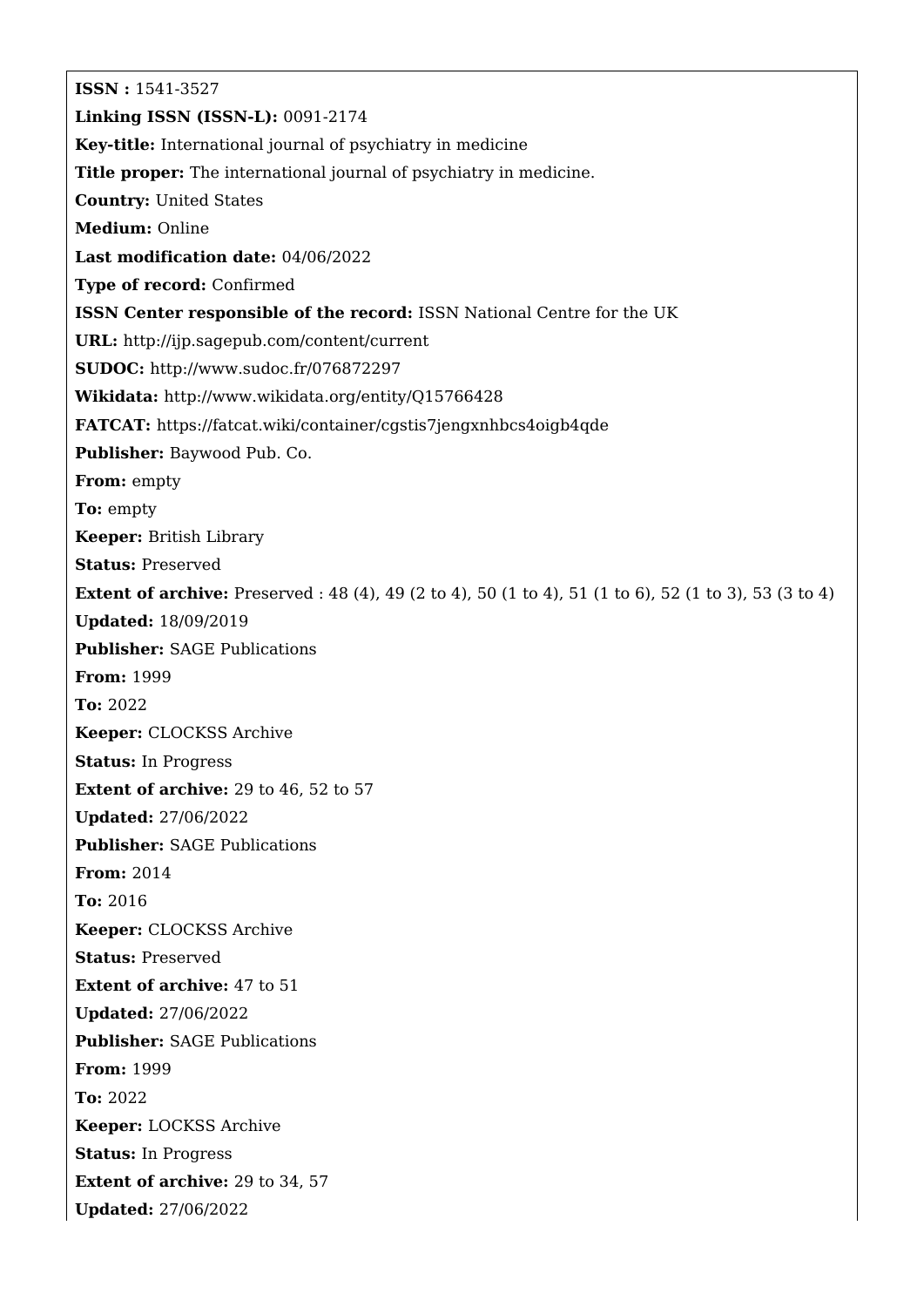**ISSN :** 1541-3527

**Linking ISSN (ISSN-L):** 0091-2174

**Key-title:** International journal of psychiatry in medicine

**Title proper:** The international journal of psychiatry in medicine.

**Country:** United States

**Medium:** Online

**Last modification date:** 04/06/2022

**Type of record:** Confirmed

**ISSN Center responsible of the record:** ISSN National Centre for the UK

**URL:** http://ijp.sagepub.com/content/current

**SUDOC:** http://www.sudoc.fr/076872297

**Wikidata:** http://www.wikidata.org/entity/Q15766428

**FATCAT:** https://fatcat.wiki/container/cgstis7jengxnhbcs4oigb4qde

**Publisher:** Baywood Pub. Co.

**From:** empty

**To:** empty

**Keeper:** British Library

**Status:** Preserved

**Extent of archive:** Preserved : 48 (4), 49 (2 to 4), 50 (1 to 4), 51 (1 to 6), 52 (1 to 3), 53 (3 to 4)

**Updated:** 18/09/2019

**Publisher:** SAGE Publications

**From:** 1999

**To:** 2022

**Keeper:** CLOCKSS Archive

**Status:** In Progress

**Extent of archive:** 29 to 46, 52 to 57

**Updated:** 27/06/2022

**Publisher:** SAGE Publications

**From:** 2014

**To:** 2016

**Keeper:** CLOCKSS Archive

**Status:** Preserved

**Extent of archive:** 47 to 51

**Updated:** 27/06/2022

**Publisher:** SAGE Publications

**From:** 1999

**To:** 2022

**Keeper:** LOCKSS Archive

**Status:** In Progress

**Extent of archive:** 29 to 34, 57

**Updated:** 27/06/2022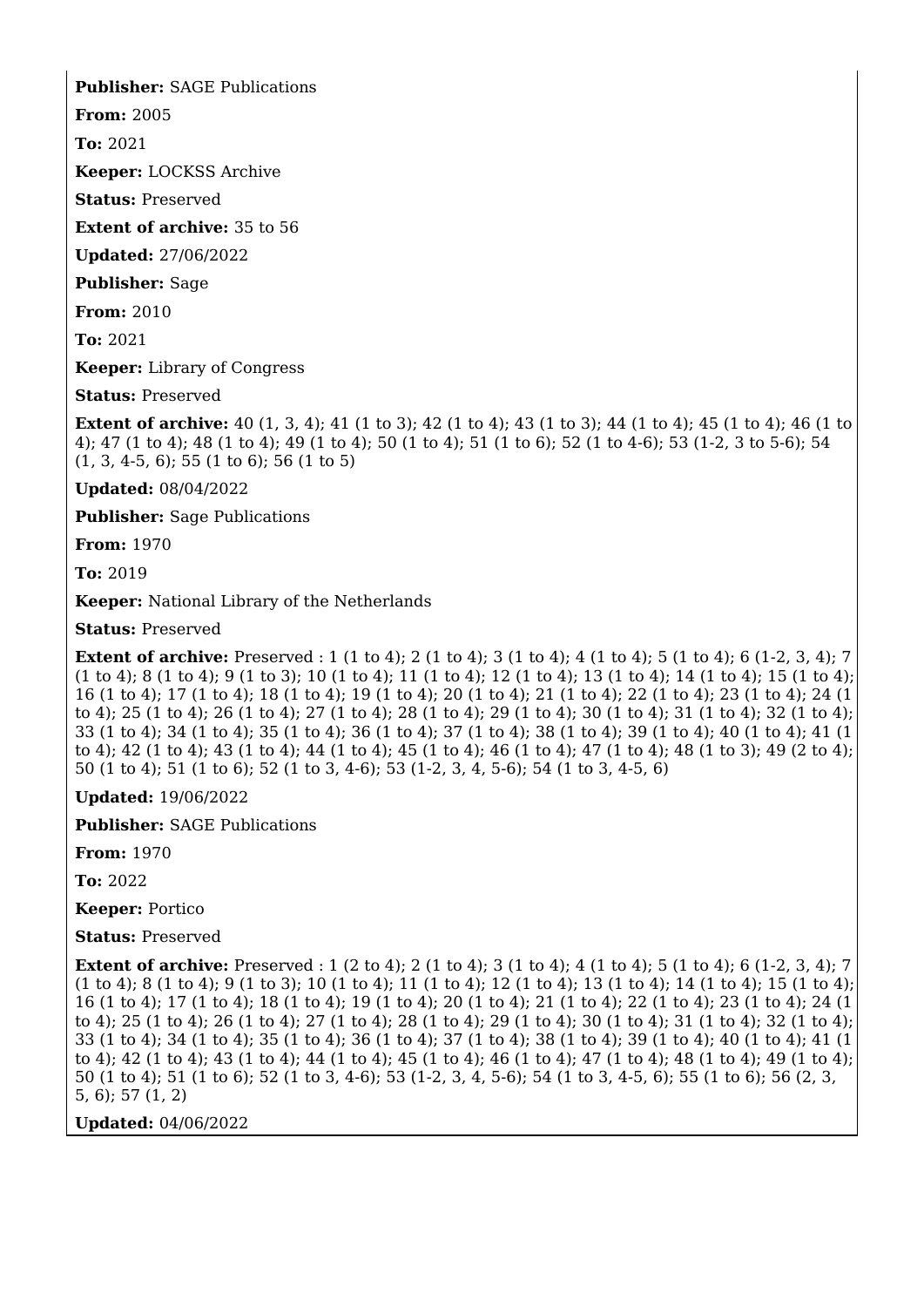**Publisher:** SAGE Publications

**From:** 2005

**To:** 2021

**Keeper:** LOCKSS Archive

**Status:** Preserved

**Extent of archive:** 35 to 56

**Updated:** 27/06/2022

**Publisher:** Sage

**From:** 2010

**To:** 2021

**Keeper:** Library of Congress

**Status:** Preserved

**Extent of archive:** 40 (1, 3, 4); 41 (1 to 3); 42 (1 to 4); 43 (1 to 3); 44 (1 to 4); 45 (1 to 4); 46 (1 to 4); 47 (1 to 4); 48 (1 to 4); 49 (1 to 4); 50 (1 to 4); 51 (1 to 6); 52 (1 to 4-6); 53 (1-2, 3 to 5-6); 54 (1, 3, 4-5, 6); 55 (1 to 6); 56 (1 to 5)

**Updated:** 08/04/2022

**Publisher:** Sage Publications

**From:** 1970

**To:** 2019

**Keeper:** National Library of the Netherlands

**Status:** Preserved

**Extent of archive:** Preserved : 1 (1 to 4); 2 (1 to 4); 3 (1 to 4); 4 (1 to 4); 5 (1 to 4); 6 (1-2, 3, 4); 7 (1 to 4); 8 (1 to 4); 9 (1 to 3); 10 (1 to 4); 11 (1 to 4); 12 (1 to 4); 13 (1 to 4); 14 (1 to 4); 15 (1 to 4); 16 (1 to 4); 17 (1 to 4); 18 (1 to 4); 19 (1 to 4); 20 (1 to 4); 21 (1 to 4); 22 (1 to 4); 23 (1 to 4); 24 (1 to 4); 25 (1 to 4); 26 (1 to 4); 27 (1 to 4); 28 (1 to 4); 29 (1 to 4); 30 (1 to 4); 31 (1 to 4); 32 (1 to 4); 33 (1 to 4); 34 (1 to 4); 35 (1 to 4); 36 (1 to 4); 37 (1 to 4); 38 (1 to 4); 39 (1 to 4); 40 (1 to 4); 41 (1 to 4); 42 (1 to 4); 43 (1 to 4); 44 (1 to 4); 45 (1 to 4); 46 (1 to 4); 47 (1 to 4); 48 (1 to 3); 49 (2 to 4); 50 (1 to 4); 51 (1 to 6); 52 (1 to 3, 4-6); 53 (1-2, 3, 4, 5-6); 54 (1 to 3, 4-5, 6)

**Updated:** 19/06/2022

**Publisher:** SAGE Publications

**From:** 1970

**To:** 2022

**Keeper:** Portico

**Status:** Preserved

**Extent of archive:** Preserved : 1 (2 to 4); 2 (1 to 4); 3 (1 to 4); 4 (1 to 4); 5 (1 to 4); 6 (1-2, 3, 4); 7 (1 to 4); 8 (1 to 4); 9 (1 to 3); 10 (1 to 4); 11 (1 to 4); 12 (1 to 4); 13 (1 to 4); 14 (1 to 4); 15 (1 to 4); 16 (1 to 4); 17 (1 to 4); 18 (1 to 4); 19 (1 to 4); 20 (1 to 4); 21 (1 to 4); 22 (1 to 4); 23 (1 to 4); 24 (1 to 4); 25 (1 to 4); 26 (1 to 4); 27 (1 to 4); 28 (1 to 4); 29 (1 to 4); 30 (1 to 4); 31 (1 to 4); 32 (1 to 4); 33 (1 to 4); 34 (1 to 4); 35 (1 to 4); 36 (1 to 4); 37 (1 to 4); 38 (1 to 4); 39 (1 to 4); 40 (1 to 4); 41 (1 to 4); 42 (1 to 4); 43 (1 to 4); 44 (1 to 4); 45 (1 to 4); 46 (1 to 4); 47 (1 to 4); 48 (1 to 4); 49 (1 to 4); 50 (1 to 4); 51 (1 to 6); 52 (1 to 3, 4-6); 53 (1-2, 3, 4, 5-6); 54 (1 to 3, 4-5, 6); 55 (1 to 6); 56 (2, 3, 5, 6); 57 (1, 2)

**Updated:** 04/06/2022